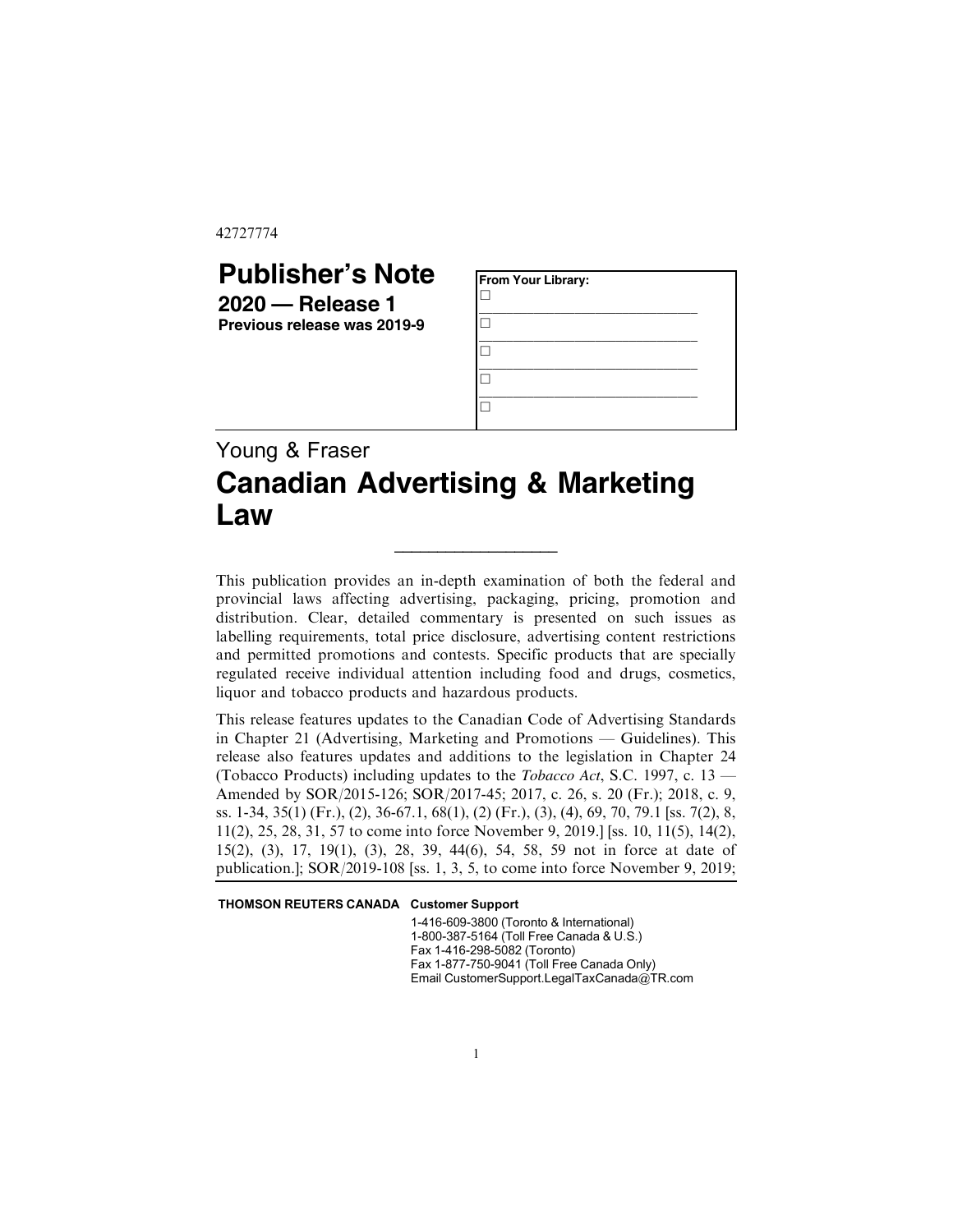42727774

# Publisher's Note

## 2020 — Release 1

**Previous release was 2019-9**

**From Your Library:**

☐ ______________________________

☐ ______________________________

☐ ______________________________

☐ ______________________________

☐

Young & Fraser

# Canadian Advertising & Marketing Law

---

This publication provides an in-depth examination of both the federal and provincial laws affecting advertising, packaging, pricing, promotion and distribution. Clear, detailed commentary is presented on such issues as labelling requirements, total price disclosure, advertising content restrictions and permitted promotions and contests. Specific products that are specially regulated receive individual attention including food and drugs, cosmetics, liquor and tobacco products and hazardous products.

This release features updates to the Canadian Code of Advertising Standards in Chapter 21 (Advertising, Marketing and Promotions — Guidelines). This release also features updates and additions to the legislation in Chapter 24 (Tobacco Products) including updates to the *Tobacco Act*, S.C. 1997, c. 13 — Amended by SOR/2015-126; SOR/2017-45; 2017, c. 26, s. 20 (Fr.); 2018, c. 9, ss. 1-34, 35(1) (Fr.), (2), 36-67.1, 68(1), (2) (Fr.), (3), (4), 69, 70, 79.1 [ss. 7(2), 8, 11(2), 25, 28, 31, 57 to come into force November 9, 2019.] [ss. 10, 11(5), 14(2), 15(2), (3), 17, 19(1), (3), 28, 39, 44(6), 54, 58, 59 not in force at date of publication.]; SOR/2019-108 [ss. 1, 3, 5, to come into force November 9, 2019;

**THOMSON REUTERS CANADA** **Customer Support**

1-416-609-3800 (Toronto & International)
1-800-387-5164 (Toll Free Canada & U.S.)
Fax 1-416-298-5082 (Toronto)
Fax 1-877-750-9041 (Toll Free Canada Only)
Email CustomerSupport.LegalTaxCanada@TR.com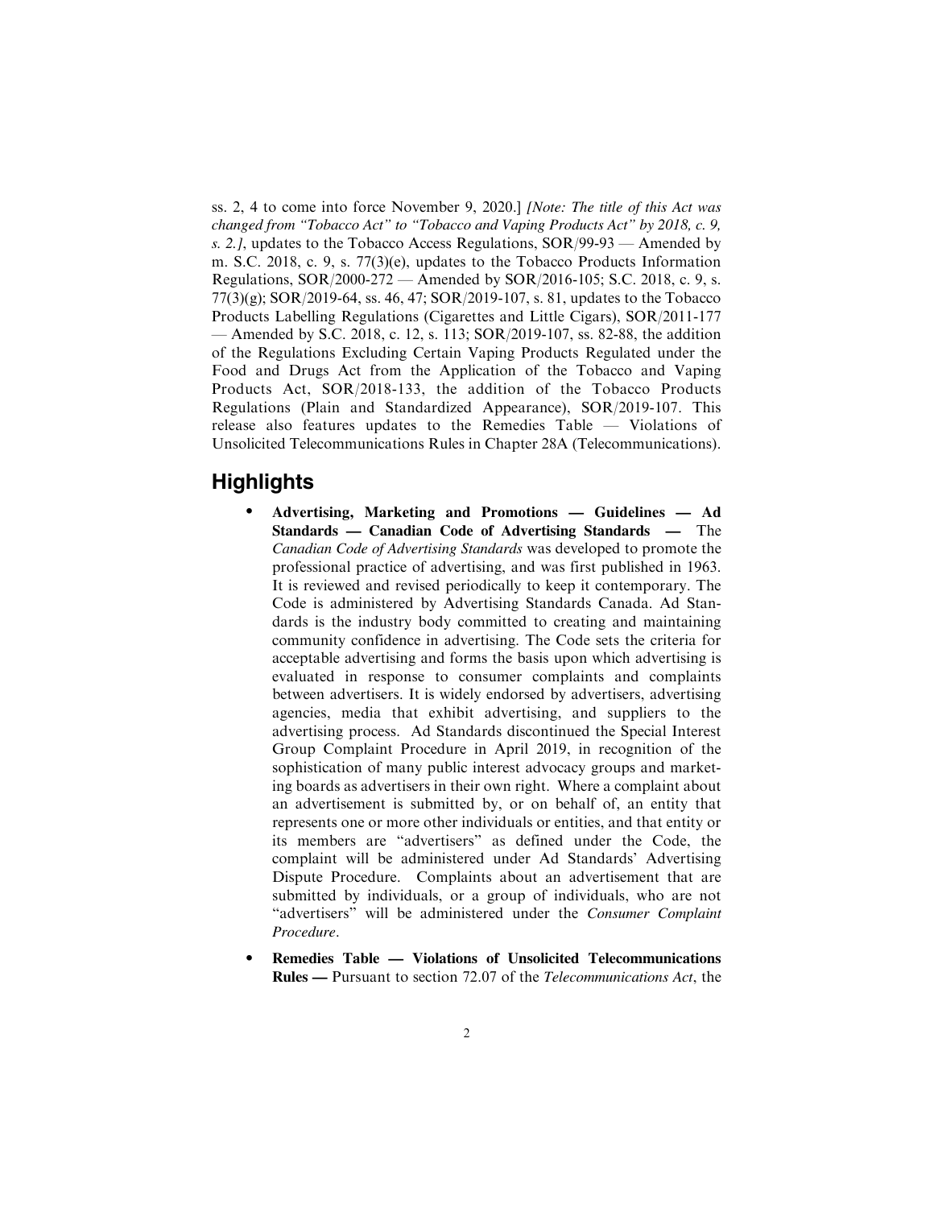ss. 2, 4 to come into force November 9, 2020.] *[Note: The title of this Act was changed from "Tobacco Act" to "Tobacco and Vaping Products Act" by 2018, c. 9, s. 2.]*, updates to the Tobacco Access Regulations, SOR/99-93 — Amended by m. S.C. 2018, c. 9, s. 77(3)(e), updates to the Tobacco Products Information Regulations, SOR/2000-272 — Amended by SOR/2016-105; S.C. 2018, c. 9, s. 77(3)(g); SOR/2019-64, ss. 46, 47; SOR/2019-107, s. 81, updates to the Tobacco Products Labelling Regulations (Cigarettes and Little Cigars), SOR/2011-177 — Amended by S.C. 2018, c. 12, s. 113; SOR/2019-107, ss. 82-88, the addition of the Regulations Excluding Certain Vaping Products Regulated under the Food and Drugs Act from the Application of the Tobacco and Vaping Products Act, SOR/2018-133, the addition of the Tobacco Products Regulations (Plain and Standardized Appearance), SOR/2019-107. This release also features updates to the Remedies Table — Violations of Unsolicited Telecommunications Rules in Chapter 28A (Telecommunications).

## Highlights

- **Advertising, Marketing and Promotions — Guidelines — Ad Standards — Canadian Code of Advertising Standards —** The *Canadian Code of Advertising Standards* was developed to promote the professional practice of advertising, and was first published in 1963. It is reviewed and revised periodically to keep it contemporary. The Code is administered by Advertising Standards Canada. Ad Standards is the industry body committed to creating and maintaining community confidence in advertising. The Code sets the criteria for acceptable advertising and forms the basis upon which advertising is evaluated in response to consumer complaints and complaints between advertisers. It is widely endorsed by advertisers, advertising agencies, media that exhibit advertising, and suppliers to the advertising process. Ad Standards discontinued the Special Interest Group Complaint Procedure in April 2019, in recognition of the sophistication of many public interest advocacy groups and marketing boards as advertisers in their own right. Where a complaint about an advertisement is submitted by, or on behalf of, an entity that represents one or more other individuals or entities, and that entity or its members are "advertisers" as defined under the Code, the complaint will be administered under Ad Standards' Advertising Dispute Procedure. Complaints about an advertisement that are submitted by individuals, or a group of individuals, who are not "advertisers" will be administered under the *Consumer Complaint Procedure*.

- **Remedies Table — Violations of Unsolicited Telecommunications Rules —** Pursuant to section 72.07 of the *Telecommunications Act*, the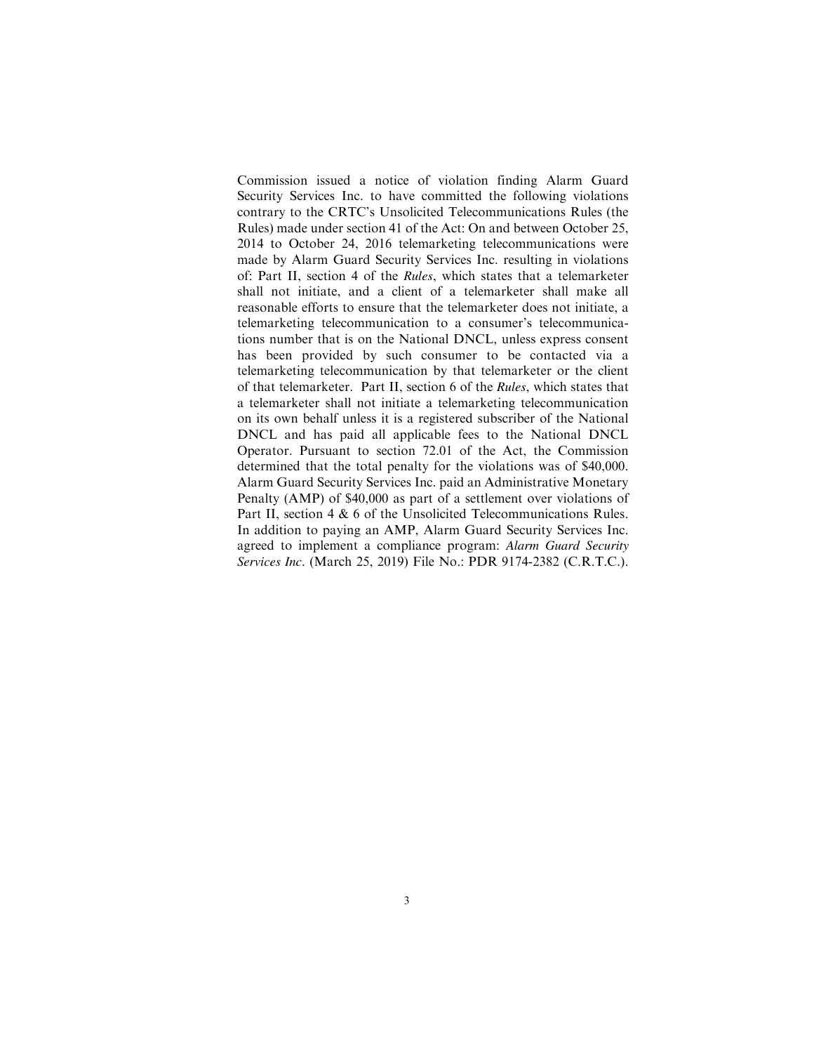Commission issued a notice of violation finding Alarm Guard Security Services Inc. to have committed the following violations contrary to the CRTC's Unsolicited Telecommunications Rules (the Rules) made under section 41 of the Act: On and between October 25, 2014 to October 24, 2016 telemarketing telecommunications were made by Alarm Guard Security Services Inc. resulting in violations of: Part II, section 4 of the *Rules*, which states that a telemarketer shall not initiate, and a client of a telemarketer shall make all reasonable efforts to ensure that the telemarketer does not initiate, a telemarketing telecommunication to a consumer's telecommunications number that is on the National DNCL, unless express consent has been provided by such consumer to be contacted via a telemarketing telecommunication by that telemarketer or the client of that telemarketer. Part II, section 6 of the *Rules*, which states that a telemarketer shall not initiate a telemarketing telecommunication on its own behalf unless it is a registered subscriber of the National DNCL and has paid all applicable fees to the National DNCL Operator. Pursuant to section 72.01 of the Act, the Commission determined that the total penalty for the violations was of $40,000. Alarm Guard Security Services Inc. paid an Administrative Monetary Penalty (AMP) of $40,000 as part of a settlement over violations of Part II, section 4 & 6 of the Unsolicited Telecommunications Rules. In addition to paying an AMP, Alarm Guard Security Services Inc. agreed to implement a compliance program: *Alarm Guard Security Services Inc.* (March 25, 2019) File No.: PDR 9174-2382 (C.R.T.C.).